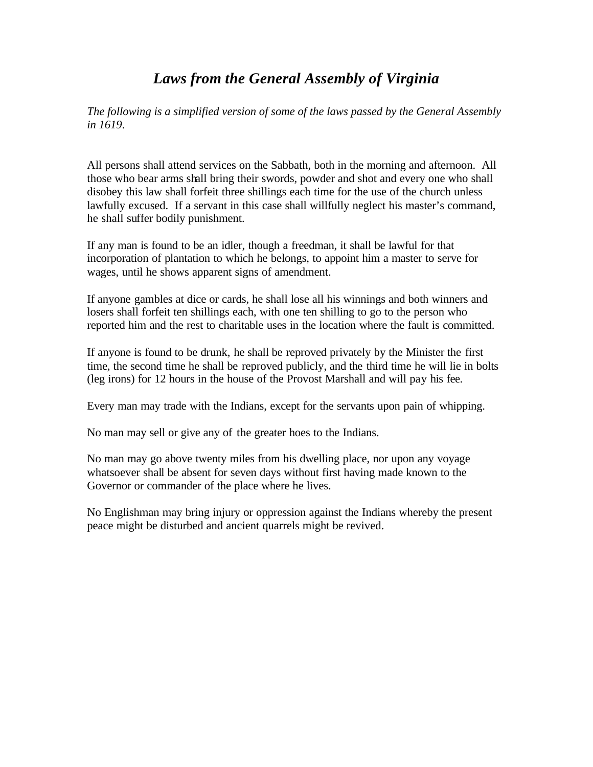# *Laws from the General Assembly of Virginia*

*The following is a simplified version of some of the laws passed by the General Assembly in 1619.*

All persons shall attend services on the Sabbath, both in the morning and afternoon. All those who bear arms shall bring their swords, powder and shot and every one who shall disobey this law shall forfeit three shillings each time for the use of the church unless lawfully excused. If a servant in this case shall willfully neglect his master's command, he shall suffer bodily punishment.

If any man is found to be an idler, though a freedman, it shall be lawful for that incorporation of plantation to which he belongs, to appoint him a master to serve for wages, until he shows apparent signs of amendment.

If anyone gambles at dice or cards, he shall lose all his winnings and both winners and losers shall forfeit ten shillings each, with one ten shilling to go to the person who reported him and the rest to charitable uses in the location where the fault is committed.

If anyone is found to be drunk, he shall be reproved privately by the Minister the first time, the second time he shall be reproved publicly, and the third time he will lie in bolts (leg irons) for 12 hours in the house of the Provost Marshall and will pay his fee.

Every man may trade with the Indians, except for the servants upon pain of whipping.

No man may sell or give any of the greater hoes to the Indians.

No man may go above twenty miles from his dwelling place, nor upon any voyage whatsoever shall be absent for seven days without first having made known to the Governor or commander of the place where he lives.

No Englishman may bring injury or oppression against the Indians whereby the present peace might be disturbed and ancient quarrels might be revived.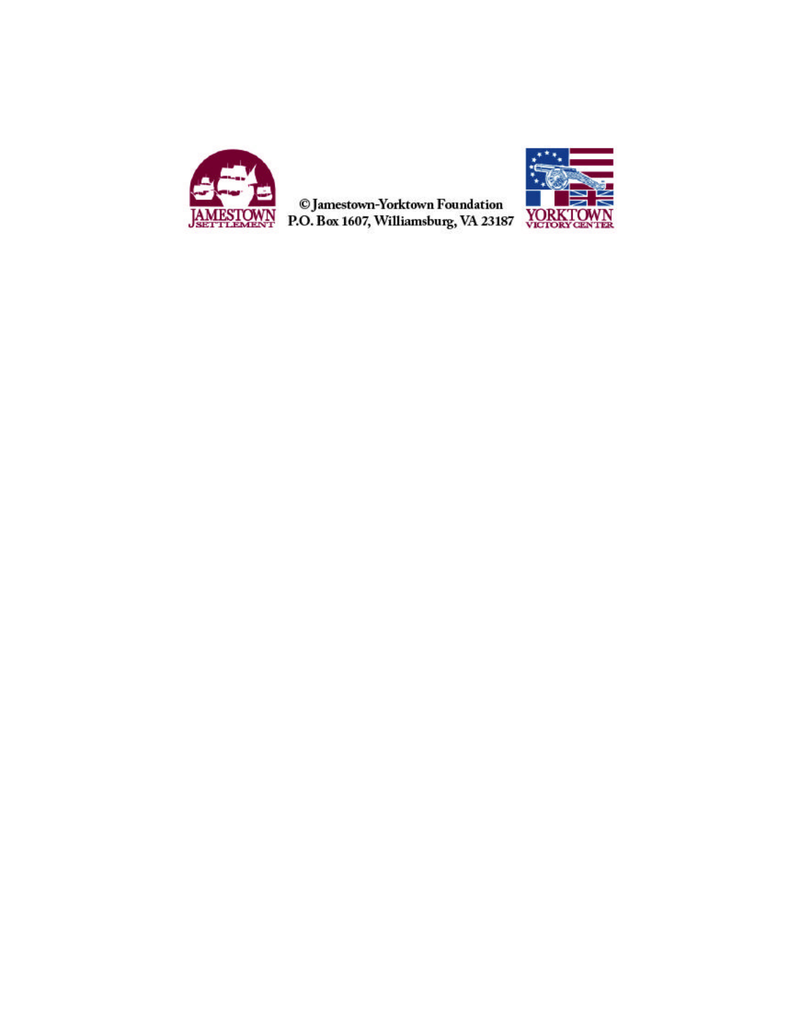JAMESTOWN SETTLEMENT

© Jamestown-Yorktown Foundation
P.O. Box 1607, Williamsburg, VA 23187

YORKTOWN VICTORY CENTER